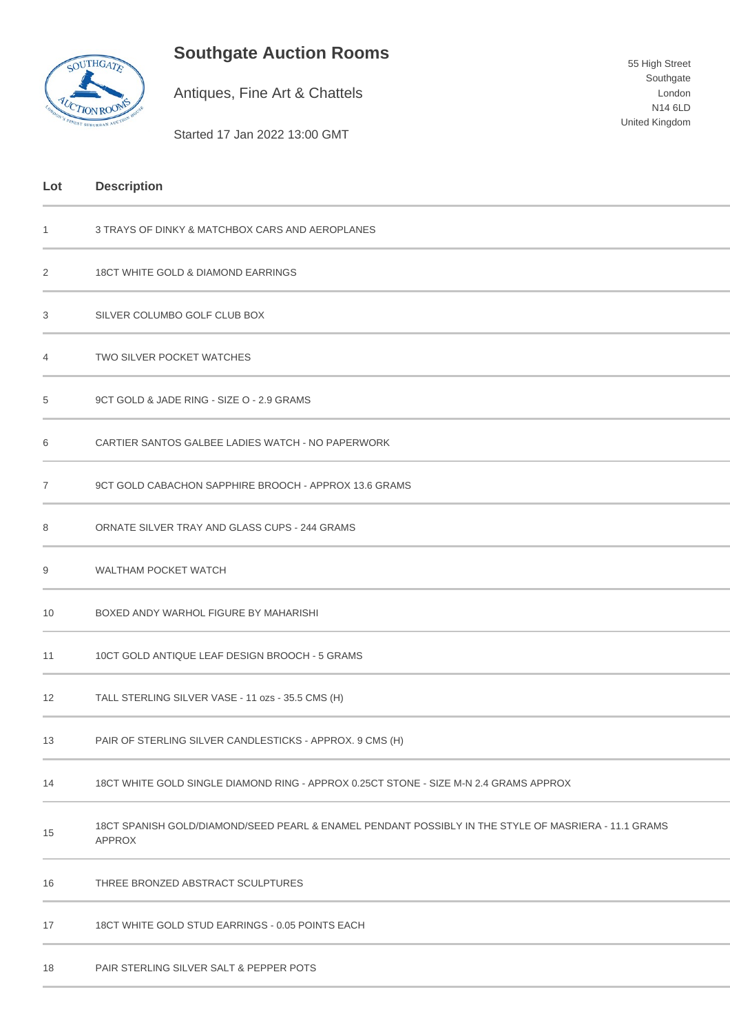# Southgate Auction Rooms

Antiques, Fine Art & Chattels

Started 17 Jan 2022 13:00 GMT

55 High Street
Southgate
London
N14 6LD
United Kingdom

| Lot | Description |
|---|---|
| 1 | 3 TRAYS OF DINKY & MATCHBOX CARS AND AEROPLANES |
| 2 | 18CT WHITE GOLD & DIAMOND EARRINGS |
| 3 | SILVER COLUMBO GOLF CLUB BOX |
| 4 | TWO SILVER POCKET WATCHES |
| 5 | 9CT GOLD & JADE RING - SIZE O - 2.9 GRAMS |
| 6 | CARTIER SANTOS GALBEE LADIES WATCH - NO PAPERWORK |
| 7 | 9CT GOLD CABACHON SAPPHIRE BROOCH - APPROX 13.6 GRAMS |
| 8 | ORNATE SILVER TRAY AND GLASS CUPS - 244 GRAMS |
| 9 | WALTHAM POCKET WATCH |
| 10 | BOXED ANDY WARHOL FIGURE BY MAHARISHI |
| 11 | 10CT GOLD ANTIQUE LEAF DESIGN BROOCH - 5 GRAMS |
| 12 | TALL STERLING SILVER VASE - 11 ozs - 35.5 CMS (H) |
| 13 | PAIR OF STERLING SILVER CANDLESTICKS - APPROX. 9 CMS (H) |
| 14 | 18CT WHITE GOLD SINGLE DIAMOND RING - APPROX 0.25CT STONE - SIZE M-N 2.4 GRAMS APPROX |
| 15 | 18CT SPANISH GOLD/DIAMOND/SEED PEARL & ENAMEL PENDANT POSSIBLY IN THE STYLE OF MASRIERA - 11.1 GRAMS APPROX |
| 16 | THREE BRONZED ABSTRACT SCULPTURES |
| 17 | 18CT WHITE GOLD STUD EARRINGS - 0.05 POINTS EACH |
| 18 | PAIR STERLING SILVER SALT & PEPPER POTS |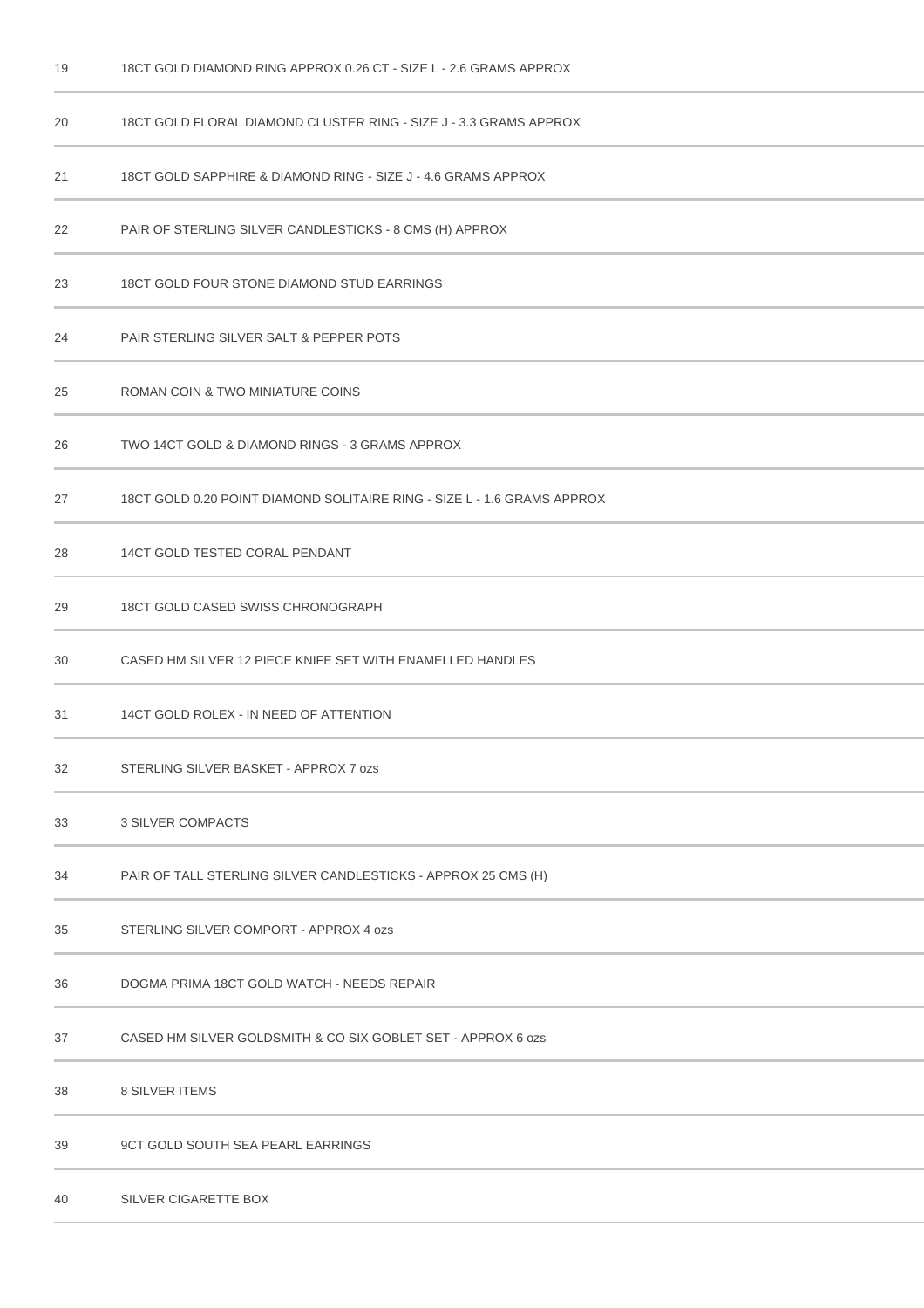| | |
|---|---|
| 19 | 18CT GOLD DIAMOND RING APPROX 0.26 CT - SIZE L - 2.6 GRAMS APPROX |
| 20 | 18CT GOLD FLORAL DIAMOND CLUSTER RING - SIZE J - 3.3 GRAMS APPROX |
| 21 | 18CT GOLD SAPPHIRE & DIAMOND RING - SIZE J - 4.6 GRAMS APPROX |
| 22 | PAIR OF STERLING SILVER CANDLESTICKS - 8 CMS (H) APPROX |
| 23 | 18CT GOLD FOUR STONE DIAMOND STUD EARRINGS |
| 24 | PAIR STERLING SILVER SALT & PEPPER POTS |
| 25 | ROMAN COIN & TWO MINIATURE COINS |
| 26 | TWO 14CT GOLD & DIAMOND RINGS - 3 GRAMS APPROX |
| 27 | 18CT GOLD 0.20 POINT DIAMOND SOLITAIRE RING - SIZE L - 1.6 GRAMS APPROX |
| 28 | 14CT GOLD TESTED CORAL PENDANT |
| 29 | 18CT GOLD CASED SWISS CHRONOGRAPH |
| 30 | CASED HM SILVER 12 PIECE KNIFE SET WITH ENAMELLED HANDLES |
| 31 | 14CT GOLD ROLEX - IN NEED OF ATTENTION |
| 32 | STERLING SILVER BASKET - APPROX 7 ozs |
| 33 | 3 SILVER COMPACTS |
| 34 | PAIR OF TALL STERLING SILVER CANDLESTICKS - APPROX 25 CMS (H) |
| 35 | STERLING SILVER COMPORT - APPROX 4 ozs |
| 36 | DOGMA PRIMA 18CT GOLD WATCH - NEEDS REPAIR |
| 37 | CASED HM SILVER GOLDSMITH & CO SIX GOBLET SET - APPROX 6 ozs |
| 38 | 8 SILVER ITEMS |
| 39 | 9CT GOLD SOUTH SEA PEARL EARRINGS |
| 40 | SILVER CIGARETTE BOX |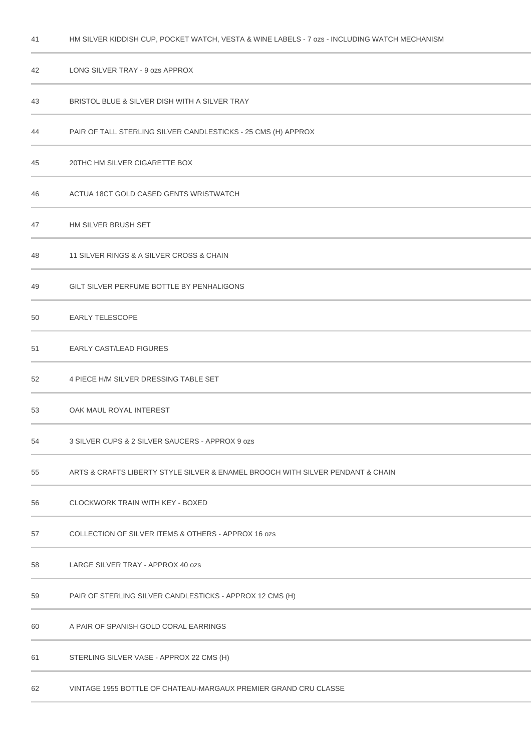| | |
|---|---|
| 41 | HM SILVER KIDDISH CUP, POCKET WATCH, VESTA & WINE LABELS - 7 ozs - INCLUDING WATCH MECHANISM |
| 42 | LONG SILVER TRAY - 9 ozs APPROX |
| 43 | BRISTOL BLUE & SILVER DISH WITH A SILVER TRAY |
| 44 | PAIR OF TALL STERLING SILVER CANDLESTICKS - 25 CMS (H) APPROX |
| 45 | 20THC HM SILVER CIGARETTE BOX |
| 46 | ACTUA 18CT GOLD CASED GENTS WRISTWATCH |
| 47 | HM SILVER BRUSH SET |
| 48 | 11 SILVER RINGS & A SILVER CROSS & CHAIN |
| 49 | GILT SILVER PERFUME BOTTLE BY PENHALIGONS |
| 50 | EARLY TELESCOPE |
| 51 | EARLY CAST/LEAD FIGURES |
| 52 | 4 PIECE H/M SILVER DRESSING TABLE SET |
| 53 | OAK MAUL ROYAL INTEREST |
| 54 | 3 SILVER CUPS & 2 SILVER SAUCERS - APPROX 9 ozs |
| 55 | ARTS & CRAFTS LIBERTY STYLE SILVER & ENAMEL BROOCH WITH SILVER PENDANT & CHAIN |
| 56 | CLOCKWORK TRAIN WITH KEY - BOXED |
| 57 | COLLECTION OF SILVER ITEMS & OTHERS - APPROX 16 ozs |
| 58 | LARGE SILVER TRAY - APPROX 40 ozs |
| 59 | PAIR OF STERLING SILVER CANDLESTICKS - APPROX 12 CMS (H) |
| 60 | A PAIR OF SPANISH GOLD CORAL EARRINGS |
| 61 | STERLING SILVER VASE - APPROX 22 CMS (H) |
| 62 | VINTAGE 1955 BOTTLE OF CHATEAU-MARGAUX PREMIER GRAND CRU CLASSE |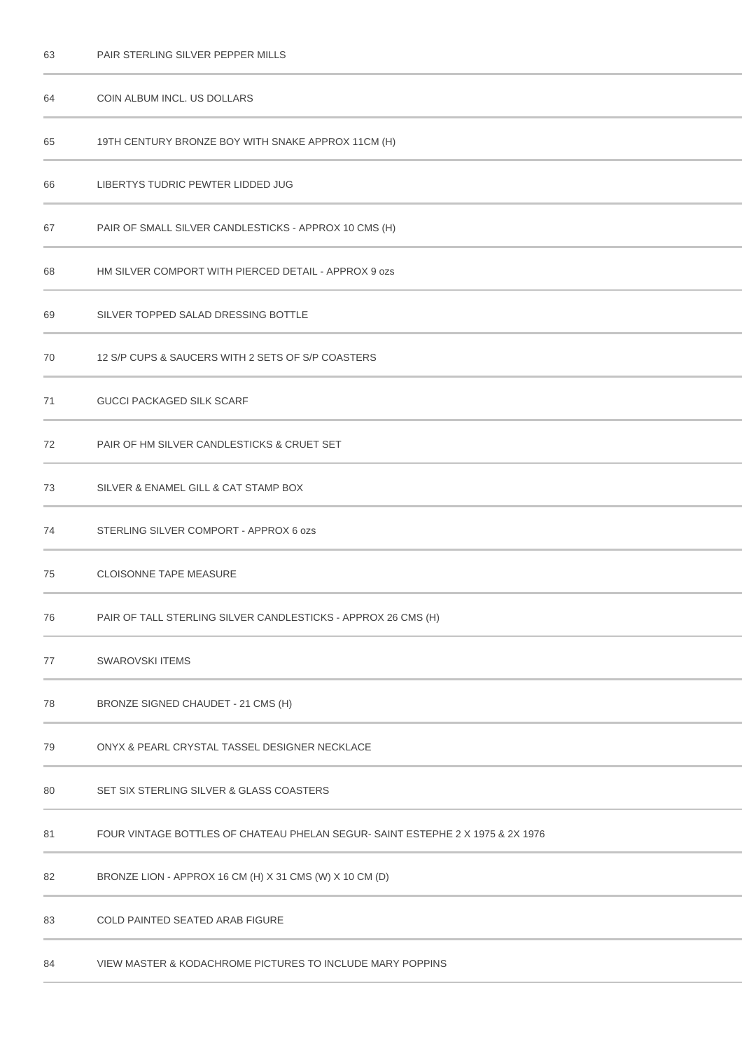| | |
|---|---|
| 63 | PAIR STERLING SILVER PEPPER MILLS |
| 64 | COIN ALBUM INCL. US DOLLARS |
| 65 | 19TH CENTURY BRONZE BOY WITH SNAKE APPROX 11CM (H) |
| 66 | LIBERTYS TUDRIC PEWTER LIDDED JUG |
| 67 | PAIR OF SMALL SILVER CANDLESTICKS - APPROX 10 CMS (H) |
| 68 | HM SILVER COMPORT WITH PIERCED DETAIL - APPROX 9 ozs |
| 69 | SILVER TOPPED SALAD DRESSING BOTTLE |
| 70 | 12 S/P CUPS & SAUCERS WITH 2 SETS OF S/P COASTERS |
| 71 | GUCCI PACKAGED SILK SCARF |
| 72 | PAIR OF HM SILVER CANDLESTICKS & CRUET SET |
| 73 | SILVER & ENAMEL GILL & CAT STAMP BOX |
| 74 | STERLING SILVER COMPORT - APPROX 6 ozs |
| 75 | CLOISONNE TAPE MEASURE |
| 76 | PAIR OF TALL STERLING SILVER CANDLESTICKS - APPROX 26 CMS (H) |
| 77 | SWAROVSKI ITEMS |
| 78 | BRONZE SIGNED CHAUDET - 21 CMS (H) |
| 79 | ONYX & PEARL CRYSTAL TASSEL DESIGNER NECKLACE |
| 80 | SET SIX STERLING SILVER & GLASS COASTERS |
| 81 | FOUR VINTAGE BOTTLES OF CHATEAU PHELAN SEGUR- SAINT ESTEPHE 2 X 1975 & 2X 1976 |
| 82 | BRONZE LION - APPROX 16 CM (H) X 31 CMS (W) X 10 CM (D) |
| 83 | COLD PAINTED SEATED ARAB FIGURE |
| 84 | VIEW MASTER & KODACHROME PICTURES TO INCLUDE MARY POPPINS |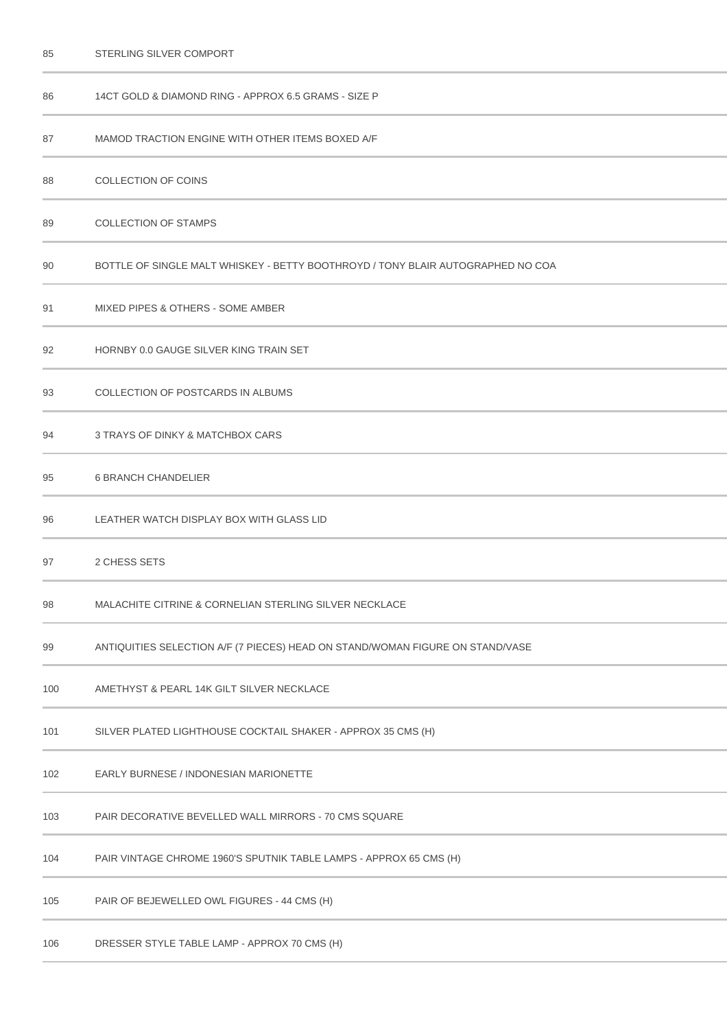| | |
|---|---|
| 85 | STERLING SILVER COMPORT |
| 86 | 14CT GOLD & DIAMOND RING - APPROX 6.5 GRAMS - SIZE P |
| 87 | MAMOD TRACTION ENGINE WITH OTHER ITEMS BOXED A/F |
| 88 | COLLECTION OF COINS |
| 89 | COLLECTION OF STAMPS |
| 90 | BOTTLE OF SINGLE MALT WHISKEY - BETTY BOOTHROYD / TONY BLAIR AUTOGRAPHED NO COA |
| 91 | MIXED PIPES & OTHERS - SOME AMBER |
| 92 | HORNBY 0.0 GAUGE SILVER KING TRAIN SET |
| 93 | COLLECTION OF POSTCARDS IN ALBUMS |
| 94 | 3 TRAYS OF DINKY & MATCHBOX CARS |
| 95 | 6 BRANCH CHANDELIER |
| 96 | LEATHER WATCH DISPLAY BOX WITH GLASS LID |
| 97 | 2 CHESS SETS |
| 98 | MALACHITE CITRINE & CORNELIAN STERLING SILVER NECKLACE |
| 99 | ANTIQUITIES SELECTION A/F (7 PIECES) HEAD ON STAND/WOMAN FIGURE ON STAND/VASE |
| 100 | AMETHYST & PEARL 14K GILT SILVER NECKLACE |
| 101 | SILVER PLATED LIGHTHOUSE COCKTAIL SHAKER - APPROX 35 CMS (H) |
| 102 | EARLY BURNESE / INDONESIAN MARIONETTE |
| 103 | PAIR DECORATIVE BEVELLED WALL MIRRORS - 70 CMS SQUARE |
| 104 | PAIR VINTAGE CHROME 1960'S SPUTNIK TABLE LAMPS - APPROX 65 CMS (H) |
| 105 | PAIR OF BEJEWELLED OWL FIGURES - 44 CMS (H) |
| 106 | DRESSER STYLE TABLE LAMP - APPROX 70 CMS (H) |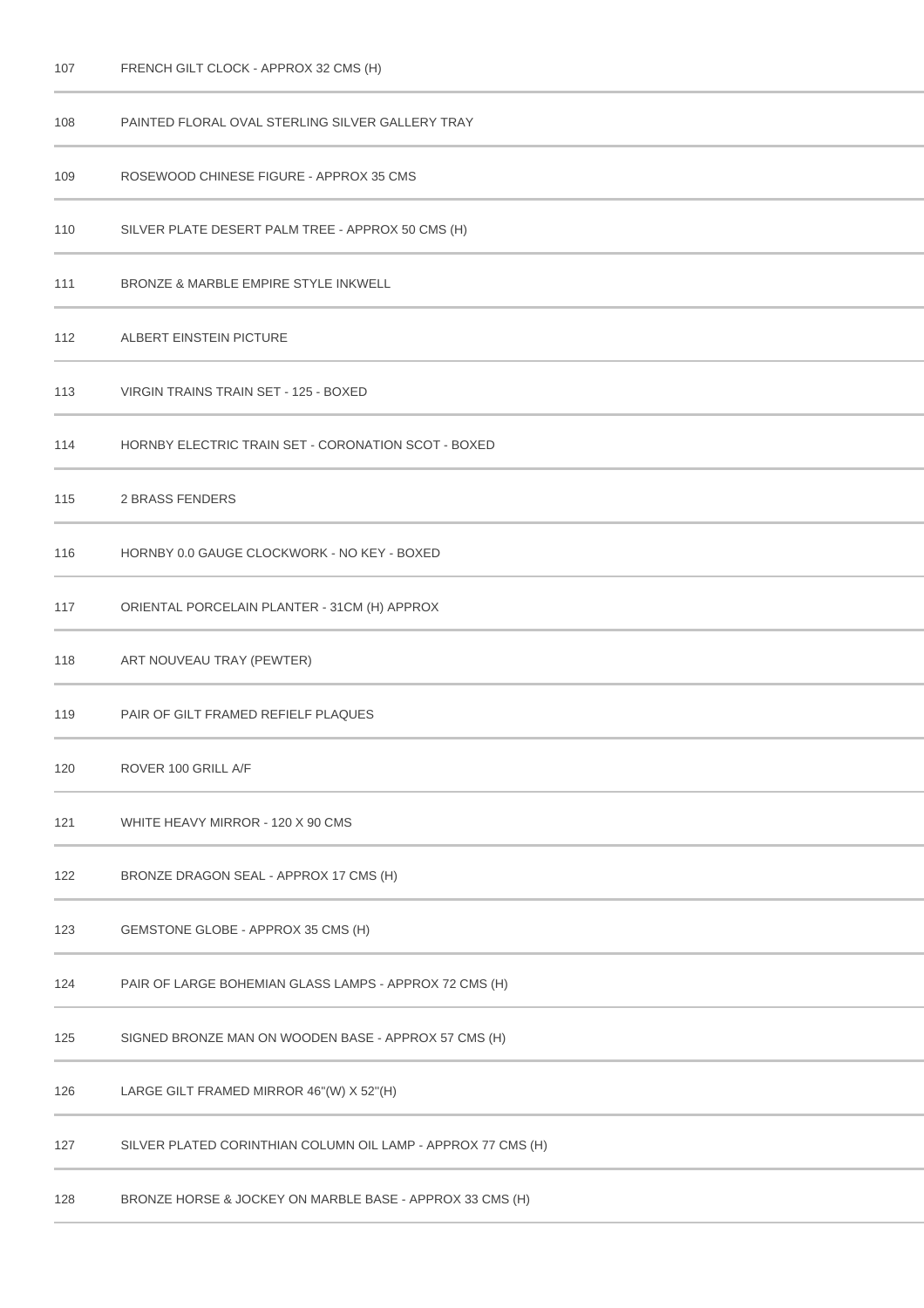| | |
|---|---|
| 107 | FRENCH GILT CLOCK - APPROX 32 CMS (H) |
| 108 | PAINTED FLORAL OVAL STERLING SILVER GALLERY TRAY |
| 109 | ROSEWOOD CHINESE FIGURE - APPROX 35 CMS |
| 110 | SILVER PLATE DESERT PALM TREE - APPROX 50 CMS (H) |
| 111 | BRONZE & MARBLE EMPIRE STYLE INKWELL |
| 112 | ALBERT EINSTEIN PICTURE |
| 113 | VIRGIN TRAINS TRAIN SET - 125 - BOXED |
| 114 | HORNBY ELECTRIC TRAIN SET - CORONATION SCOT - BOXED |
| 115 | 2 BRASS FENDERS |
| 116 | HORNBY 0.0 GAUGE CLOCKWORK - NO KEY - BOXED |
| 117 | ORIENTAL PORCELAIN PLANTER - 31CM (H) APPROX |
| 118 | ART NOUVEAU TRAY (PEWTER) |
| 119 | PAIR OF GILT FRAMED REFIELF PLAQUES |
| 120 | ROVER 100 GRILL A/F |
| 121 | WHITE HEAVY MIRROR - 120 X 90 CMS |
| 122 | BRONZE DRAGON SEAL - APPROX 17 CMS (H) |
| 123 | GEMSTONE GLOBE - APPROX 35 CMS (H) |
| 124 | PAIR OF LARGE BOHEMIAN GLASS LAMPS - APPROX 72 CMS (H) |
| 125 | SIGNED BRONZE MAN ON WOODEN BASE - APPROX 57 CMS (H) |
| 126 | LARGE GILT FRAMED MIRROR 46"(W) X 52"(H) |
| 127 | SILVER PLATED CORINTHIAN COLUMN OIL LAMP - APPROX 77 CMS (H) |
| 128 | BRONZE HORSE & JOCKEY ON MARBLE BASE - APPROX 33 CMS (H) |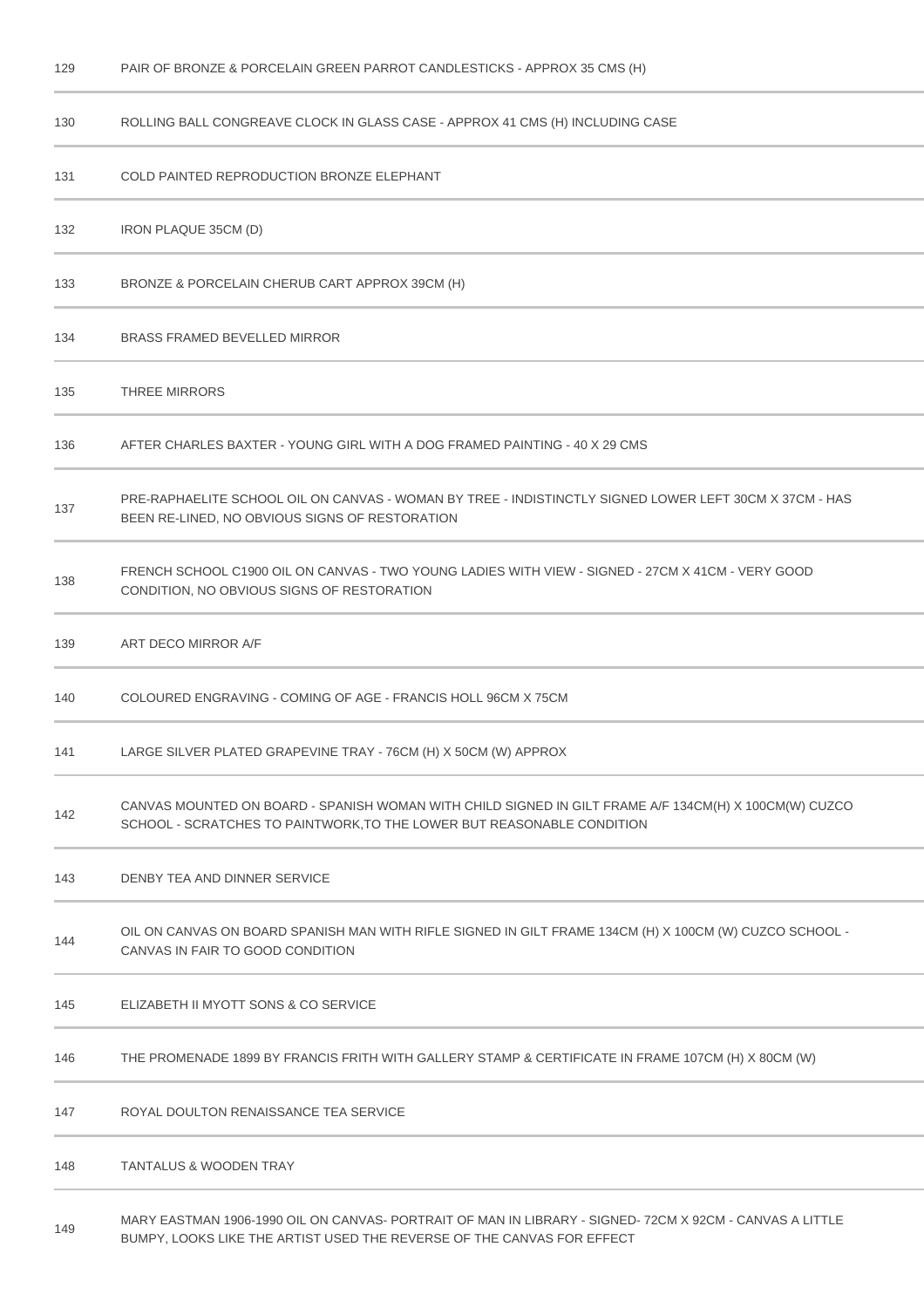| | |
|---|---|
| 129 | PAIR OF BRONZE & PORCELAIN GREEN PARROT CANDLESTICKS - APPROX 35 CMS (H) |
| 130 | ROLLING BALL CONGREAVE CLOCK IN GLASS CASE - APPROX 41 CMS (H) INCLUDING CASE |
| 131 | COLD PAINTED REPRODUCTION BRONZE ELEPHANT |
| 132 | IRON PLAQUE 35CM (D) |
| 133 | BRONZE & PORCELAIN CHERUB CART APPROX 39CM (H) |
| 134 | BRASS FRAMED BEVELLED MIRROR |
| 135 | THREE MIRRORS |
| 136 | AFTER CHARLES BAXTER - YOUNG GIRL WITH A DOG FRAMED PAINTING - 40 X 29 CMS |
| 137 | PRE-RAPHAELITE SCHOOL OIL ON CANVAS - WOMAN BY TREE - INDISTINCTLY SIGNED LOWER LEFT 30CM X 37CM - HAS BEEN RE-LINED, NO OBVIOUS SIGNS OF RESTORATION |
| 138 | FRENCH SCHOOL C1900 OIL ON CANVAS - TWO YOUNG LADIES WITH VIEW - SIGNED - 27CM X 41CM - VERY GOOD CONDITION, NO OBVIOUS SIGNS OF RESTORATION |
| 139 | ART DECO MIRROR A/F |
| 140 | COLOURED ENGRAVING - COMING OF AGE - FRANCIS HOLL 96CM X 75CM |
| 141 | LARGE SILVER PLATED GRAPEVINE TRAY - 76CM (H) X 50CM (W) APPROX |
| 142 | CANVAS MOUNTED ON BOARD - SPANISH WOMAN WITH CHILD SIGNED IN GILT FRAME A/F 134CM(H) X 100CM(W) CUZCO SCHOOL - SCRATCHES TO PAINTWORK,TO THE LOWER BUT REASONABLE CONDITION |
| 143 | DENBY TEA AND DINNER SERVICE |
| 144 | OIL ON CANVAS ON BOARD SPANISH MAN WITH RIFLE SIGNED IN GILT FRAME 134CM (H) X 100CM (W) CUZCO SCHOOL - CANVAS IN FAIR TO GOOD CONDITION |
| 145 | ELIZABETH II MYOTT SONS & CO SERVICE |
| 146 | THE PROMENADE 1899 BY FRANCIS FRITH WITH GALLERY STAMP & CERTIFICATE IN FRAME 107CM (H) X 80CM (W) |
| 147 | ROYAL DOULTON RENAISSANCE TEA SERVICE |
| 148 | TANTALUS & WOODEN TRAY |
| 149 | MARY EASTMAN 1906-1990 OIL ON CANVAS- PORTRAIT OF MAN IN LIBRARY - SIGNED- 72CM X 92CM - CANVAS A LITTLE BUMPY, LOOKS LIKE THE ARTIST USED THE REVERSE OF THE CANVAS FOR EFFECT |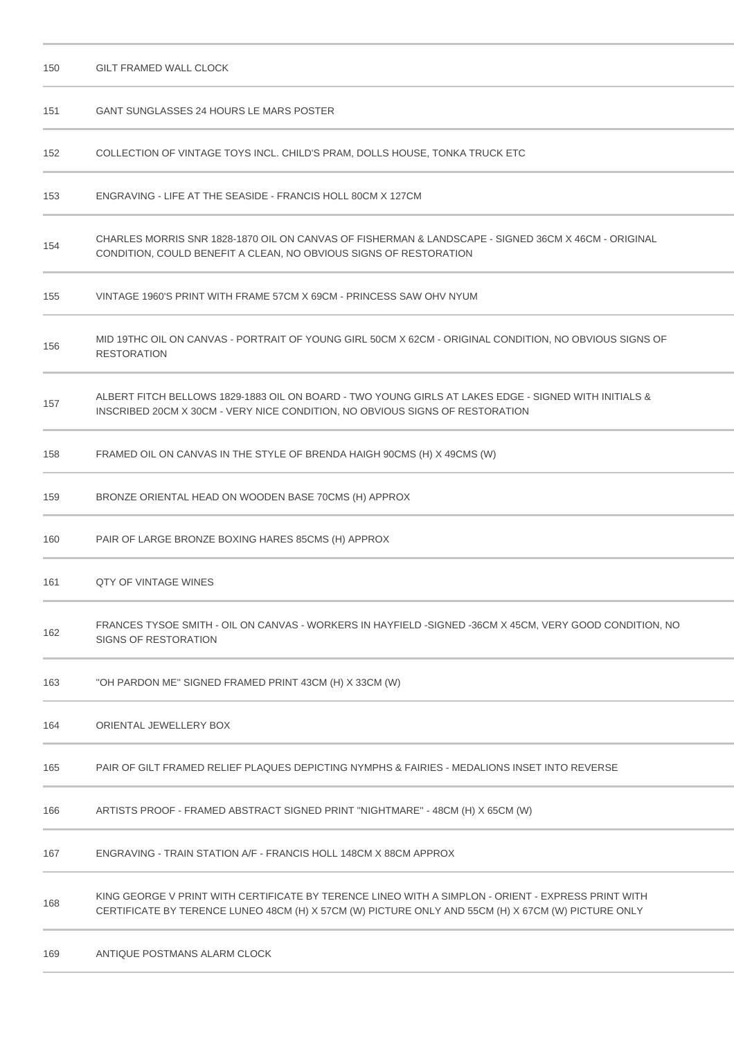| | |
|---|---|
| 150 | GILT FRAMED WALL CLOCK |
| 151 | GANT SUNGLASSES 24 HOURS LE MARS POSTER |
| 152 | COLLECTION OF VINTAGE TOYS INCL. CHILD'S PRAM, DOLLS HOUSE, TONKA TRUCK ETC |
| 153 | ENGRAVING - LIFE AT THE SEASIDE - FRANCIS HOLL 80CM X 127CM |
| 154 | CHARLES MORRIS SNR 1828-1870 OIL ON CANVAS OF FISHERMAN & LANDSCAPE - SIGNED 36CM X 46CM - ORIGINAL CONDITION, COULD BENEFIT A CLEAN, NO OBVIOUS SIGNS OF RESTORATION |
| 155 | VINTAGE 1960'S PRINT WITH FRAME 57CM X 69CM - PRINCESS SAW OHV NYUM |
| 156 | MID 19THC OIL ON CANVAS - PORTRAIT OF YOUNG GIRL 50CM X 62CM - ORIGINAL CONDITION, NO OBVIOUS SIGNS OF RESTORATION |
| 157 | ALBERT FITCH BELLOWS 1829-1883 OIL ON BOARD - TWO YOUNG GIRLS AT LAKES EDGE - SIGNED WITH INITIALS & INSCRIBED 20CM X 30CM - VERY NICE CONDITION, NO OBVIOUS SIGNS OF RESTORATION |
| 158 | FRAMED OIL ON CANVAS IN THE STYLE OF BRENDA HAIGH 90CMS (H) X 49CMS (W) |
| 159 | BRONZE ORIENTAL HEAD ON WOODEN BASE 70CMS (H) APPROX |
| 160 | PAIR OF LARGE BRONZE BOXING HARES 85CMS (H) APPROX |
| 161 | QTY OF VINTAGE WINES |
| 162 | FRANCES TYSOE SMITH - OIL ON CANVAS - WORKERS IN HAYFIELD -SIGNED -36CM X 45CM, VERY GOOD CONDITION, NO SIGNS OF RESTORATION |
| 163 | "OH PARDON ME" SIGNED FRAMED PRINT 43CM (H) X 33CM (W) |
| 164 | ORIENTAL JEWELLERY BOX |
| 165 | PAIR OF GILT FRAMED RELIEF PLAQUES DEPICTING NYMPHS & FAIRIES - MEDALIONS INSET INTO REVERSE |
| 166 | ARTISTS PROOF - FRAMED ABSTRACT SIGNED PRINT "NIGHTMARE" - 48CM (H) X 65CM (W) |
| 167 | ENGRAVING - TRAIN STATION A/F - FRANCIS HOLL 148CM X 88CM APPROX |
| 168 | KING GEORGE V PRINT WITH CERTIFICATE BY TERENCE LINEO WITH A SIMPLON - ORIENT - EXPRESS PRINT WITH CERTIFICATE BY TERENCE LUNEO 48CM (H) X 57CM (W) PICTURE ONLY AND 55CM (H) X 67CM (W) PICTURE ONLY |
| 169 | ANTIQUE POSTMANS ALARM CLOCK |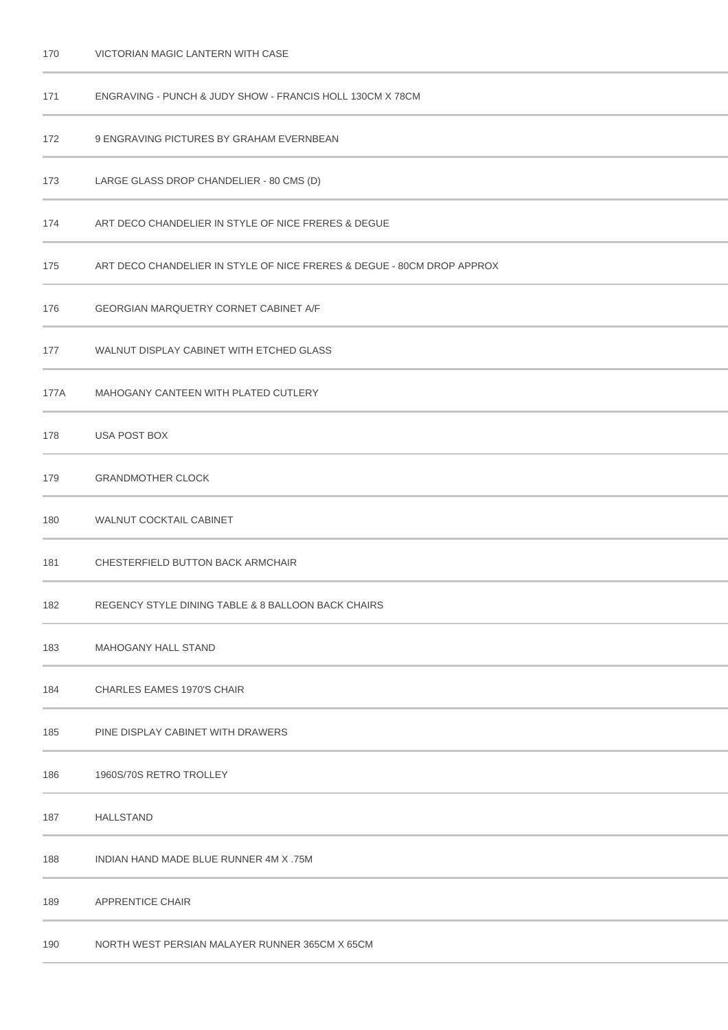| | |
|---|---|
| 170 | VICTORIAN MAGIC LANTERN WITH CASE |
| 171 | ENGRAVING - PUNCH & JUDY SHOW - FRANCIS HOLL 130CM X 78CM |
| 172 | 9 ENGRAVING PICTURES BY GRAHAM EVERNBEAN |
| 173 | LARGE GLASS DROP CHANDELIER - 80 CMS (D) |
| 174 | ART DECO CHANDELIER IN STYLE OF NICE FRERES & DEGUE |
| 175 | ART DECO CHANDELIER IN STYLE OF NICE FRERES & DEGUE - 80CM DROP APPROX |
| 176 | GEORGIAN MARQUETRY CORNET CABINET A/F |
| 177 | WALNUT DISPLAY CABINET WITH ETCHED GLASS |
| 177A | MAHOGANY CANTEEN WITH PLATED CUTLERY |
| 178 | USA POST BOX |
| 179 | GRANDMOTHER CLOCK |
| 180 | WALNUT COCKTAIL CABINET |
| 181 | CHESTERFIELD BUTTON BACK ARMCHAIR |
| 182 | REGENCY STYLE DINING TABLE & 8 BALLOON BACK CHAIRS |
| 183 | MAHOGANY HALL STAND |
| 184 | CHARLES EAMES 1970'S CHAIR |
| 185 | PINE DISPLAY CABINET WITH DRAWERS |
| 186 | 1960S/70S RETRO TROLLEY |
| 187 | HALLSTAND |
| 188 | INDIAN HAND MADE BLUE RUNNER 4M X .75M |
| 189 | APPRENTICE CHAIR |
| 190 | NORTH WEST PERSIAN MALAYER RUNNER 365CM X 65CM |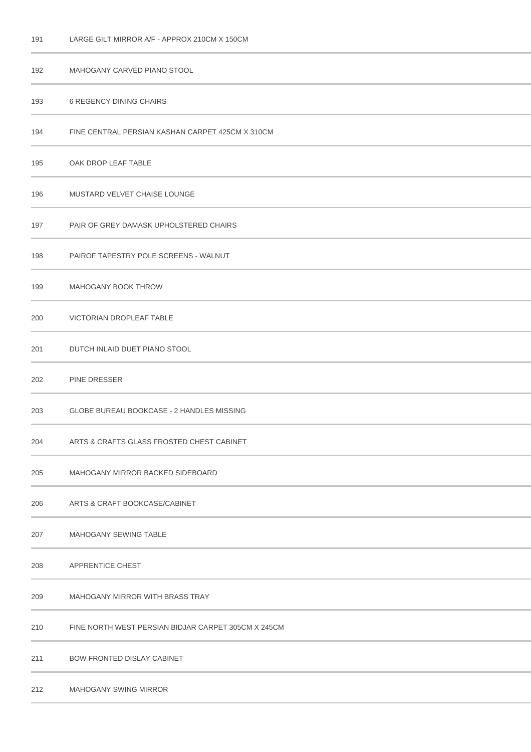| | |
|---|---|
| 191 | LARGE GILT MIRROR A/F - APPROX 210CM X 150CM |
| 192 | MAHOGANY CARVED PIANO STOOL |
| 193 | 6 REGENCY DINING CHAIRS |
| 194 | FINE CENTRAL PERSIAN KASHAN CARPET 425CM X 310CM |
| 195 | OAK DROP LEAF TABLE |
| 196 | MUSTARD VELVET CHAISE LOUNGE |
| 197 | PAIR OF GREY DAMASK UPHOLSTERED CHAIRS |
| 198 | PAIROF TAPESTRY POLE SCREENS - WALNUT |
| 199 | MAHOGANY BOOK THROW |
| 200 | VICTORIAN DROPLEAF TABLE |
| 201 | DUTCH INLAID DUET PIANO STOOL |
| 202 | PINE DRESSER |
| 203 | GLOBE BUREAU BOOKCASE - 2 HANDLES MISSING |
| 204 | ARTS & CRAFTS GLASS FROSTED CHEST CABINET |
| 205 | MAHOGANY MIRROR BACKED SIDEBOARD |
| 206 | ARTS & CRAFT BOOKCASE/CABINET |
| 207 | MAHOGANY SEWING TABLE |
| 208 | APPRENTICE CHEST |
| 209 | MAHOGANY MIRROR WITH BRASS TRAY |
| 210 | FINE NORTH WEST PERSIAN BIDJAR CARPET 305CM X 245CM |
| 211 | BOW FRONTED DISLAY CABINET |
| 212 | MAHOGANY SWING MIRROR |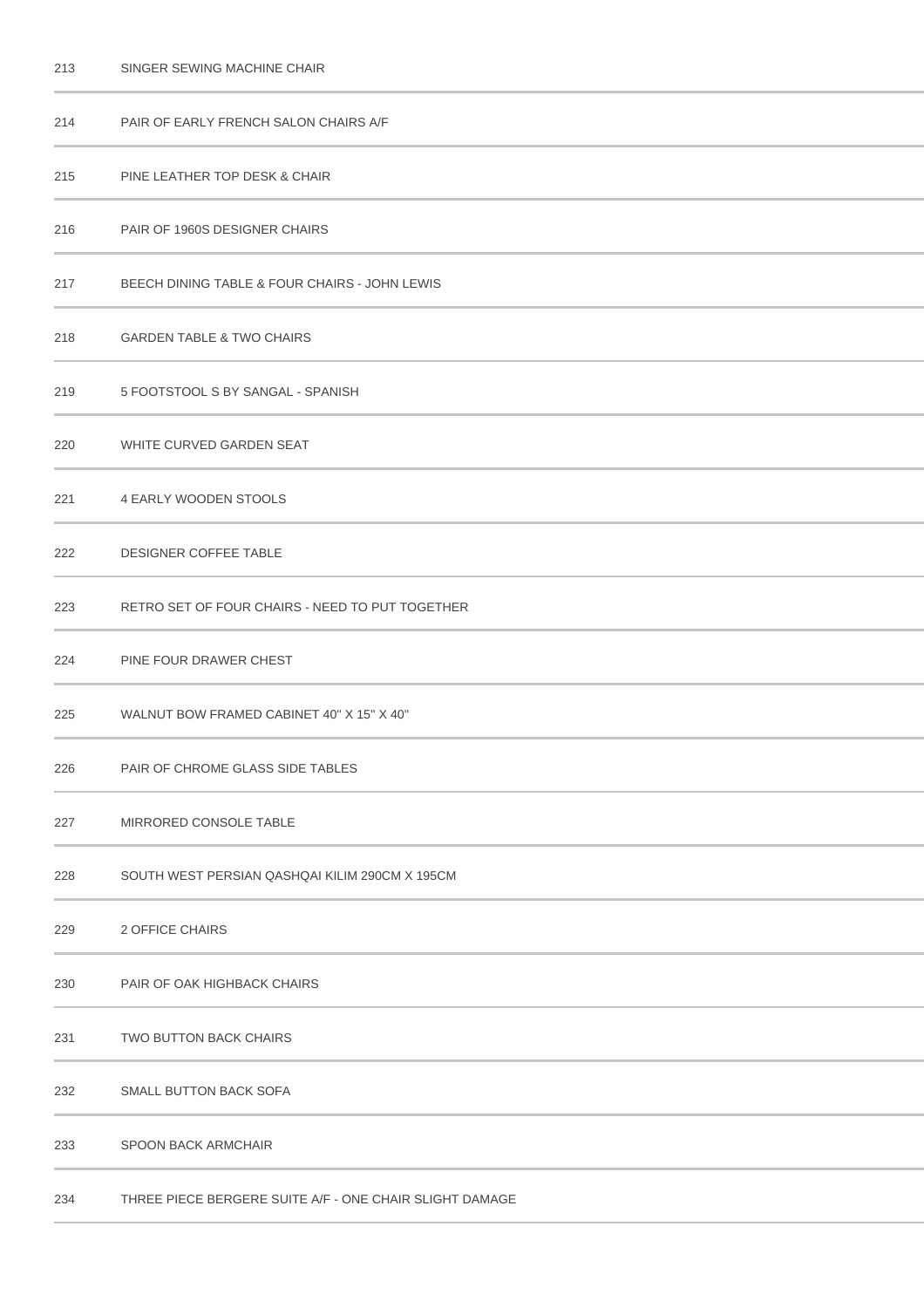| | |
|---|---|
| 213 | SINGER SEWING MACHINE CHAIR |
| 214 | PAIR OF EARLY FRENCH SALON CHAIRS A/F |
| 215 | PINE LEATHER TOP DESK & CHAIR |
| 216 | PAIR OF 1960S DESIGNER CHAIRS |
| 217 | BEECH DINING TABLE & FOUR CHAIRS - JOHN LEWIS |
| 218 | GARDEN TABLE & TWO CHAIRS |
| 219 | 5 FOOTSTOOL S BY SANGAL - SPANISH |
| 220 | WHITE CURVED GARDEN SEAT |
| 221 | 4 EARLY WOODEN STOOLS |
| 222 | DESIGNER COFFEE TABLE |
| 223 | RETRO SET OF FOUR CHAIRS - NEED TO PUT TOGETHER |
| 224 | PINE FOUR DRAWER CHEST |
| 225 | WALNUT BOW FRAMED CABINET 40" X 15" X 40" |
| 226 | PAIR OF CHROME GLASS SIDE TABLES |
| 227 | MIRRORED CONSOLE TABLE |
| 228 | SOUTH WEST PERSIAN QASHQAI KILIM 290CM X 195CM |
| 229 | 2 OFFICE CHAIRS |
| 230 | PAIR OF OAK HIGHBACK CHAIRS |
| 231 | TWO BUTTON BACK CHAIRS |
| 232 | SMALL BUTTON BACK SOFA |
| 233 | SPOON BACK ARMCHAIR |
| 234 | THREE PIECE BERGERE SUITE A/F - ONE CHAIR SLIGHT DAMAGE |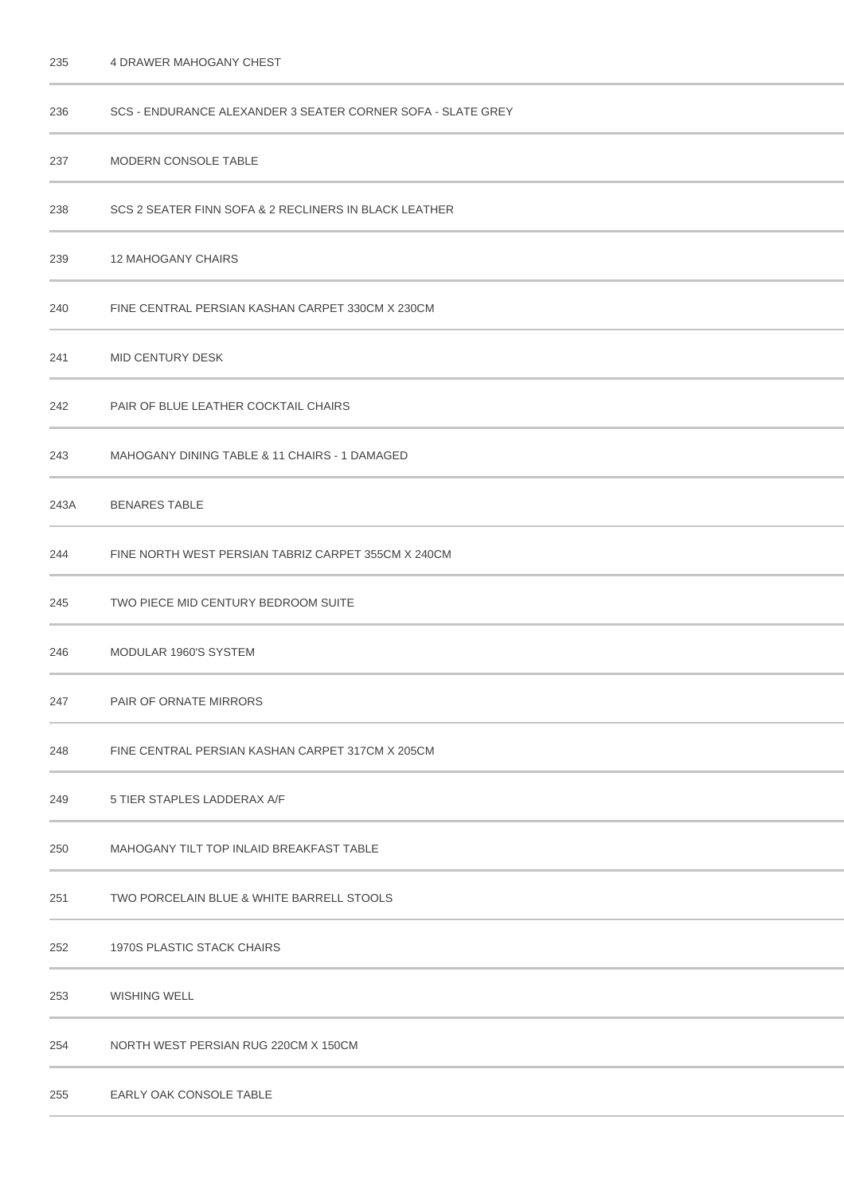| | |
|---|---|
| 235 | 4 DRAWER MAHOGANY CHEST |
| 236 | SCS - ENDURANCE ALEXANDER 3 SEATER CORNER SOFA - SLATE GREY |
| 237 | MODERN CONSOLE TABLE |
| 238 | SCS 2 SEATER FINN SOFA & 2 RECLINERS IN BLACK LEATHER |
| 239 | 12 MAHOGANY CHAIRS |
| 240 | FINE CENTRAL PERSIAN KASHAN CARPET 330CM X 230CM |
| 241 | MID CENTURY DESK |
| 242 | PAIR OF BLUE LEATHER COCKTAIL CHAIRS |
| 243 | MAHOGANY DINING TABLE & 11 CHAIRS - 1 DAMAGED |
| 243A | BENARES TABLE |
| 244 | FINE NORTH WEST PERSIAN TABRIZ CARPET 355CM X 240CM |
| 245 | TWO PIECE MID CENTURY BEDROOM SUITE |
| 246 | MODULAR 1960'S SYSTEM |
| 247 | PAIR OF ORNATE MIRRORS |
| 248 | FINE CENTRAL PERSIAN KASHAN CARPET 317CM X 205CM |
| 249 | 5 TIER STAPLES LADDERAX A/F |
| 250 | MAHOGANY TILT TOP INLAID BREAKFAST TABLE |
| 251 | TWO PORCELAIN BLUE & WHITE BARRELL STOOLS |
| 252 | 1970S PLASTIC STACK CHAIRS |
| 253 | WISHING WELL |
| 254 | NORTH WEST PERSIAN RUG 220CM X 150CM |
| 255 | EARLY OAK CONSOLE TABLE |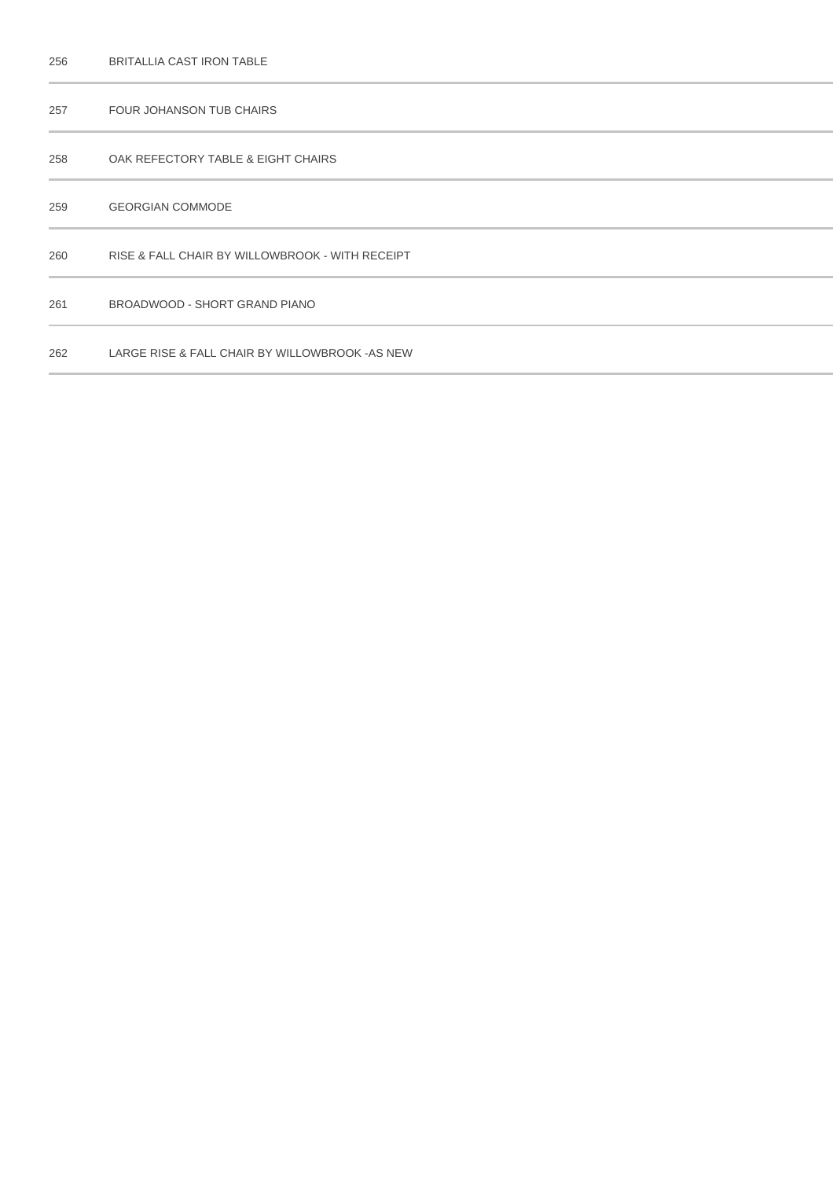| | |
|---|---|
| 256 | BRITALLIA CAST IRON TABLE |
| 257 | FOUR JOHANSON TUB CHAIRS |
| 258 | OAK REFECTORY TABLE & EIGHT CHAIRS |
| 259 | GEORGIAN COMMODE |
| 260 | RISE & FALL CHAIR BY WILLOWBROOK - WITH RECEIPT |
| 261 | BROADWOOD - SHORT GRAND PIANO |
| 262 | LARGE RISE & FALL CHAIR BY WILLOWBROOK -AS NEW |